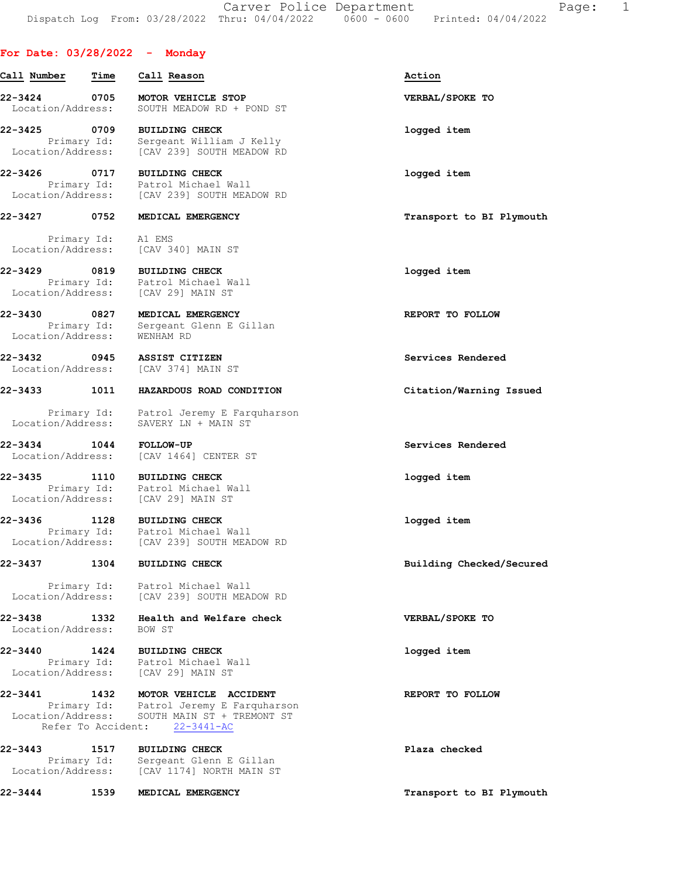Carver Police Department

Dispatch Log From: 03/28/2022 Thru: 04/04/2022 0600 - 0600 Printed: 04/04/2022

## For Date: 03/28/2022 - Monday

| Call Number | Time | Call Reason | Action |
|---|---|---|---|
| 22-3424 | 0705 | **MOTOR VEHICLE STOP** | **VERBAL/SPOKE TO** |
| | | Location/Address: SOUTH MEADOW RD + POND ST | |
| 22-3425 | 0709 | **BUILDING CHECK** | logged item |
| | | Primary Id: Sergeant William J Kelly | |
| | | Location/Address: [CAV 239] SOUTH MEADOW RD | |
| 22-3426 | 0717 | **BUILDING CHECK** | logged item |
| | | Primary Id: Patrol Michael Wall | |
| | | Location/Address: [CAV 239] SOUTH MEADOW RD | |
| 22-3427 | 0752 | **MEDICAL EMERGENCY** | **Transport to BI Plymouth** |
| | | Primary Id: A1 EMS | |
| | | Location/Address: [CAV 340] MAIN ST | |
| 22-3429 | 0819 | **BUILDING CHECK** | logged item |
| | | Primary Id: Patrol Michael Wall | |
| | | Location/Address: [CAV 29] MAIN ST | |
| 22-3430 | 0827 | **MEDICAL EMERGENCY** | **REPORT TO FOLLOW** |
| | | Primary Id: Sergeant Glenn E Gillan | |
| | | Location/Address: WENHAM RD | |
| 22-3432 | 0945 | **ASSIST CITIZEN** | **Services Rendered** |
| | | Location/Address: [CAV 374] MAIN ST | |
| 22-3433 | 1011 | **HAZARDOUS ROAD CONDITION** | **Citation/Warning Issued** |
| | | Primary Id: Patrol Jeremy E Farquharson | |
| | | Location/Address: SAVERY LN + MAIN ST | |
| 22-3434 | 1044 | **FOLLOW-UP** | **Services Rendered** |
| | | Location/Address: [CAV 1464] CENTER ST | |
| 22-3435 | 1110 | **BUILDING CHECK** | logged item |
| | | Primary Id: Patrol Michael Wall | |
| | | Location/Address: [CAV 29] MAIN ST | |
| 22-3436 | 1128 | **BUILDING CHECK** | logged item |
| | | Primary Id: Patrol Michael Wall | |
| | | Location/Address: [CAV 239] SOUTH MEADOW RD | |
| 22-3437 | 1304 | **BUILDING CHECK** | **Building Checked/Secured** |
| | | Primary Id: Patrol Michael Wall | |
| | | Location/Address: [CAV 239] SOUTH MEADOW RD | |
| 22-3438 | 1332 | **Health and Welfare check** | **VERBAL/SPOKE TO** |
| | | Location/Address: BOW ST | |
| 22-3440 | 1424 | **BUILDING CHECK** | logged item |
| | | Primary Id: Patrol Michael Wall | |
| | | Location/Address: [CAV 29] MAIN ST | |
| 22-3441 | 1432 | **MOTOR VEHICLE ACCIDENT** | **REPORT TO FOLLOW** |
| | | Primary Id: Patrol Jeremy E Farquharson | |
| | | Location/Address: SOUTH MAIN ST + TREMONT ST | |
| | | Refer To Accident: 22-3441-AC | |
| 22-3443 | 1517 | **BUILDING CHECK** | **Plaza checked** |
| | | Primary Id: Sergeant Glenn E Gillan | |
| | | Location/Address: [CAV 1174] NORTH MAIN ST | |
| 22-3444 | 1539 | **MEDICAL EMERGENCY** | **Transport to BI Plymouth** |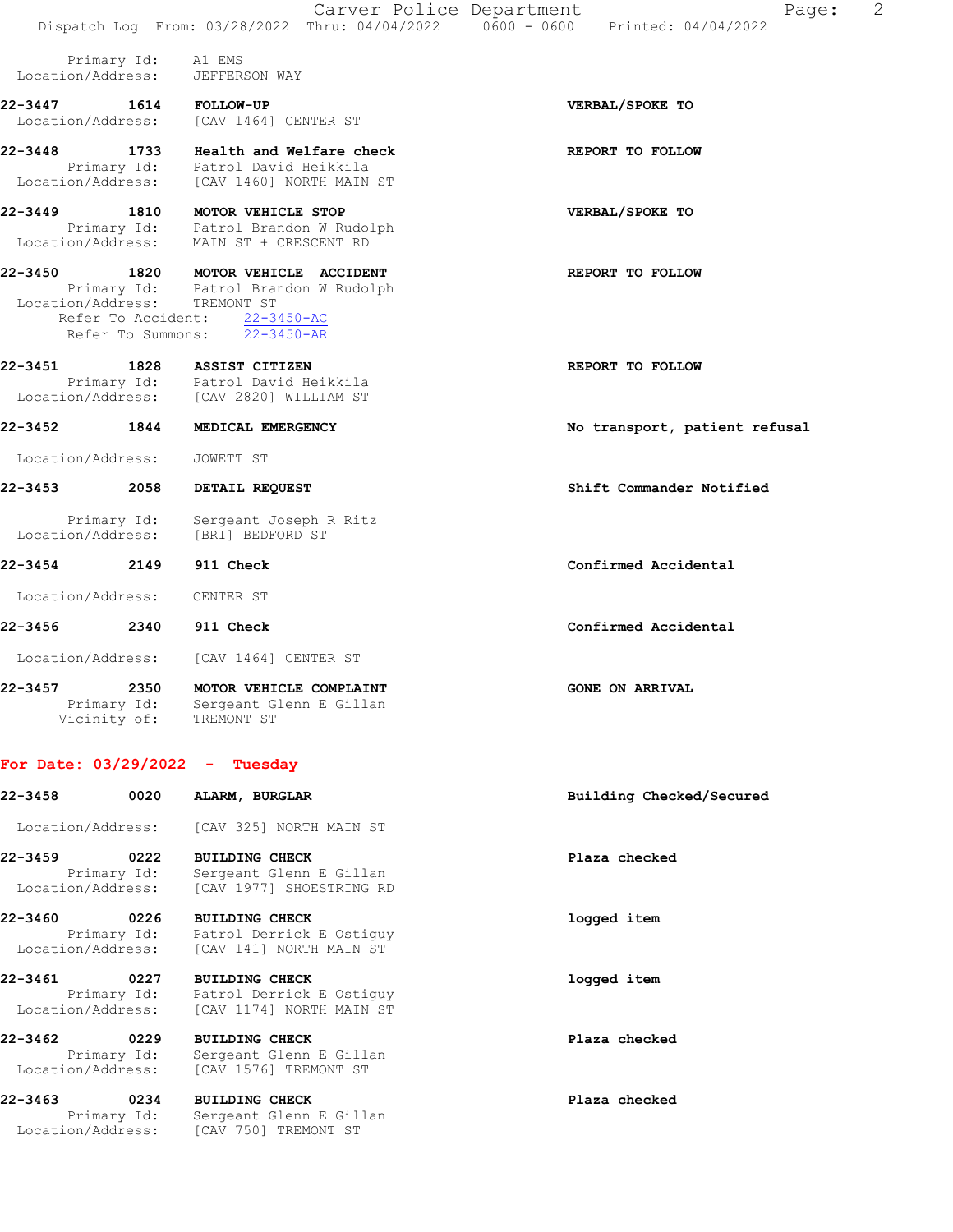Primary Id: A1 EMS
Location/Address: JEFFERSON WAY

**22-3447 1614 FOLLOW-UP** — **VERBAL/SPOKE TO**
Location/Address: [CAV 1464] CENTER ST

**22-3448 1733 Health and Welfare check** — **REPORT TO FOLLOW**
Primary Id: Patrol David Heikkila
Location/Address: [CAV 1460] NORTH MAIN ST

**22-3449 1810 MOTOR VEHICLE STOP** — **VERBAL/SPOKE TO**
Primary Id: Patrol Brandon W Rudolph
Location/Address: MAIN ST + CRESCENT RD

**22-3450 1820 MOTOR VEHICLE ACCIDENT** — **REPORT TO FOLLOW**
Primary Id: Patrol Brandon W Rudolph
Location/Address: TREMONT ST
Refer To Accident: 22-3450-AC
Refer To Summons: 22-3450-AR

**22-3451 1828 ASSIST CITIZEN** — **REPORT TO FOLLOW**
Primary Id: Patrol David Heikkila
Location/Address: [CAV 2820] WILLIAM ST

**22-3452 1844 MEDICAL EMERGENCY** — **No transport, patient refusal**
Location/Address: JOWETT ST

**22-3453 2058 DETAIL REQUEST** — **Shift Commander Notified**
Primary Id: Sergeant Joseph R Ritz
Location/Address: [BRI] BEDFORD ST

**22-3454 2149 911 Check** — **Confirmed Accidental**
Location/Address: CENTER ST

**22-3456 2340 911 Check** — **Confirmed Accidental**
Location/Address: [CAV 1464] CENTER ST

**22-3457 2350 MOTOR VEHICLE COMPLAINT** — **GONE ON ARRIVAL**
Primary Id: Sergeant Glenn E Gillan
Vicinity of: TREMONT ST

## For Date: 03/29/2022 - Tuesday

**22-3458 0020 ALARM, BURGLAR** — **Building Checked/Secured**
Location/Address: [CAV 325] NORTH MAIN ST

**22-3459 0222 BUILDING CHECK** — **Plaza checked**
Primary Id: Sergeant Glenn E Gillan
Location/Address: [CAV 1977] SHOESTRING RD

**22-3460 0226 BUILDING CHECK** — **logged item**
Primary Id: Patrol Derrick E Ostiguy
Location/Address: [CAV 141] NORTH MAIN ST

**22-3461 0227 BUILDING CHECK** — **logged item**
Primary Id: Patrol Derrick E Ostiguy
Location/Address: [CAV 1174] NORTH MAIN ST

**22-3462 0229 BUILDING CHECK** — **Plaza checked**
Primary Id: Sergeant Glenn E Gillan
Location/Address: [CAV 1576] TREMONT ST

**22-3463 0234 BUILDING CHECK** — **Plaza checked**
Primary Id: Sergeant Glenn E Gillan
Location/Address: [CAV 750] TREMONT ST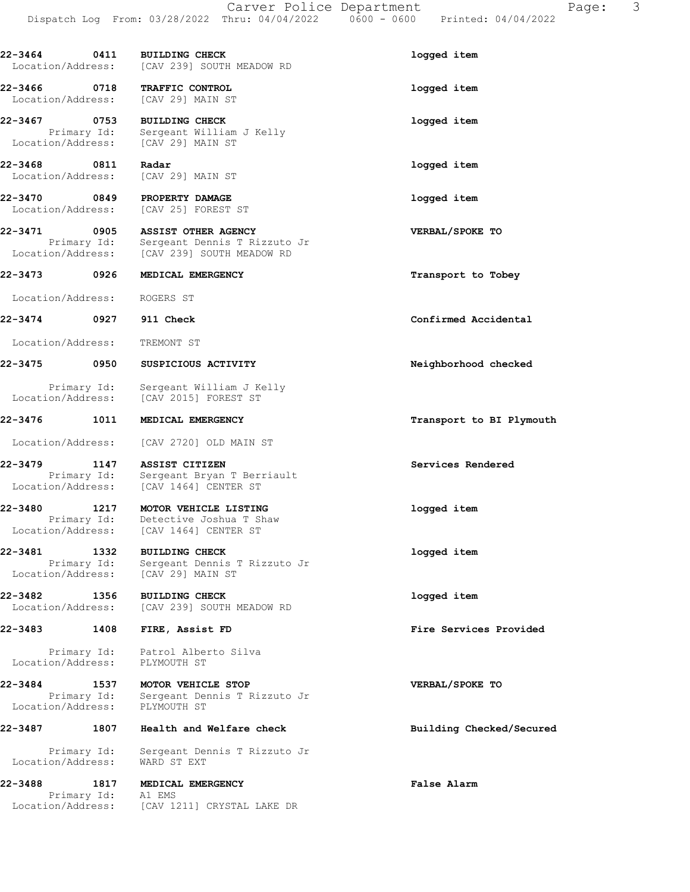**22-3464 0411 BUILDING CHECK** — **logged item**
Location/Address: [CAV 239] SOUTH MEADOW RD

**22-3466 0718 TRAFFIC CONTROL** — **logged item**
Location/Address: [CAV 29] MAIN ST

**22-3467 0753 BUILDING CHECK** — **logged item**
Primary Id: Sergeant William J Kelly
Location/Address: [CAV 29] MAIN ST

**22-3468 0811 Radar** — **logged item**
Location/Address: [CAV 29] MAIN ST

**22-3470 0849 PROPERTY DAMAGE** — **logged item**
Location/Address: [CAV 25] FOREST ST

**22-3471 0905 ASSIST OTHER AGENCY** — **VERBAL/SPOKE TO**
Primary Id: Sergeant Dennis T Rizzuto Jr
Location/Address: [CAV 239] SOUTH MEADOW RD

**22-3473 0926 MEDICAL EMERGENCY** — **Transport to Tobey**
Location/Address: ROGERS ST

**22-3474 0927 911 Check** — **Confirmed Accidental**
Location/Address: TREMONT ST

**22-3475 0950 SUSPICIOUS ACTIVITY** — **Neighborhood checked**
Primary Id: Sergeant William J Kelly
Location/Address: [CAV 2015] FOREST ST

**22-3476 1011 MEDICAL EMERGENCY** — **Transport to BI Plymouth**
Location/Address: [CAV 2720] OLD MAIN ST

**22-3479 1147 ASSIST CITIZEN** — **Services Rendered**
Primary Id: Sergeant Bryan T Berriault
Location/Address: [CAV 1464] CENTER ST

**22-3480 1217 MOTOR VEHICLE LISTING** — **logged item**
Primary Id: Detective Joshua T Shaw
Location/Address: [CAV 1464] CENTER ST

**22-3481 1332 BUILDING CHECK** — **logged item**
Primary Id: Sergeant Dennis T Rizzuto Jr
Location/Address: [CAV 29] MAIN ST

**22-3482 1356 BUILDING CHECK** — **logged item**
Location/Address: [CAV 239] SOUTH MEADOW RD

**22-3483 1408 FIRE, Assist FD** — **Fire Services Provided**
Primary Id: Patrol Alberto Silva
Location/Address: PLYMOUTH ST

**22-3484 1537 MOTOR VEHICLE STOP** — **VERBAL/SPOKE TO**
Primary Id: Sergeant Dennis T Rizzuto Jr
Location/Address: PLYMOUTH ST

**22-3487 1807 Health and Welfare check** — **Building Checked/Secured**
Primary Id: Sergeant Dennis T Rizzuto Jr
Location/Address: WARD ST EXT

**22-3488 1817 MEDICAL EMERGENCY** — **False Alarm**
Primary Id: A1 EMS
Location/Address: [CAV 1211] CRYSTAL LAKE DR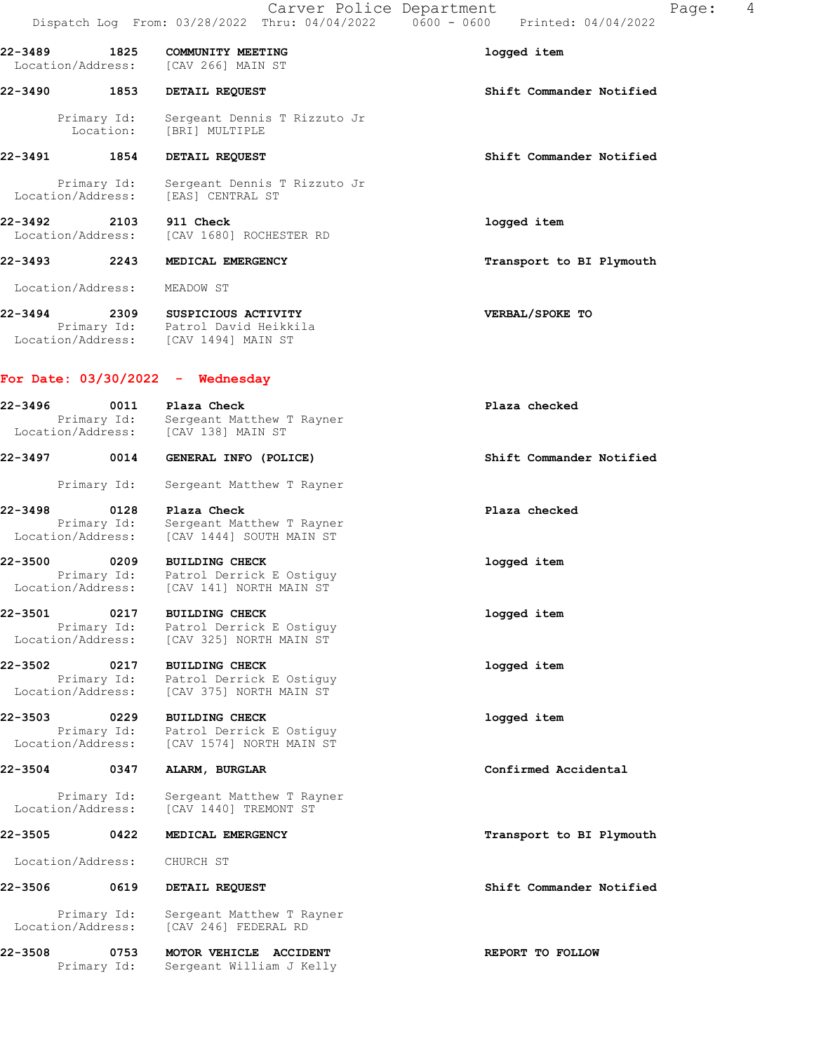22-3489 1825 **COMMUNITY MEETING** — **logged item**
Location/Address: [CAV 266] MAIN ST

22-3490 1853 **DETAIL REQUEST** — **Shift Commander Notified**
Primary Id: Sergeant Dennis T Rizzuto Jr
Location: [BRI] MULTIPLE

22-3491 1854 **DETAIL REQUEST** — **Shift Commander Notified**
Primary Id: Sergeant Dennis T Rizzuto Jr
Location/Address: [EAS] CENTRAL ST

22-3492 2103 **911 Check** — **logged item**
Location/Address: [CAV 1680] ROCHESTER RD

22-3493 2243 **MEDICAL EMERGENCY** — **Transport to BI Plymouth**
Location/Address: MEADOW ST

22-3494 2309 **SUSPICIOUS ACTIVITY** — **VERBAL/SPOKE TO**
Primary Id: Patrol David Heikkila
Location/Address: [CAV 1494] MAIN ST

## For Date: 03/30/2022 - Wednesday

22-3496 0011 **Plaza Check** — **Plaza checked**
Primary Id: Sergeant Matthew T Rayner
Location/Address: [CAV 138] MAIN ST

22-3497 0014 **GENERAL INFO (POLICE)** — **Shift Commander Notified**
Primary Id: Sergeant Matthew T Rayner

22-3498 0128 **Plaza Check** — **Plaza checked**
Primary Id: Sergeant Matthew T Rayner
Location/Address: [CAV 1444] SOUTH MAIN ST

22-3500 0209 **BUILDING CHECK** — **logged item**
Primary Id: Patrol Derrick E Ostiguy
Location/Address: [CAV 141] NORTH MAIN ST

22-3501 0217 **BUILDING CHECK** — **logged item**
Primary Id: Patrol Derrick E Ostiguy
Location/Address: [CAV 325] NORTH MAIN ST

22-3502 0217 **BUILDING CHECK** — **logged item**
Primary Id: Patrol Derrick E Ostiguy
Location/Address: [CAV 375] NORTH MAIN ST

22-3503 0229 **BUILDING CHECK** — **logged item**
Primary Id: Patrol Derrick E Ostiguy
Location/Address: [CAV 1574] NORTH MAIN ST

22-3504 0347 **ALARM, BURGLAR** — **Confirmed Accidental**
Primary Id: Sergeant Matthew T Rayner
Location/Address: [CAV 1440] TREMONT ST

22-3505 0422 **MEDICAL EMERGENCY** — **Transport to BI Plymouth**
Location/Address: CHURCH ST

22-3506 0619 **DETAIL REQUEST** — **Shift Commander Notified**
Primary Id: Sergeant Matthew T Rayner
Location/Address: [CAV 246] FEDERAL RD

22-3508 0753 **MOTOR VEHICLE ACCIDENT** — **REPORT TO FOLLOW**
Primary Id: Sergeant William J Kelly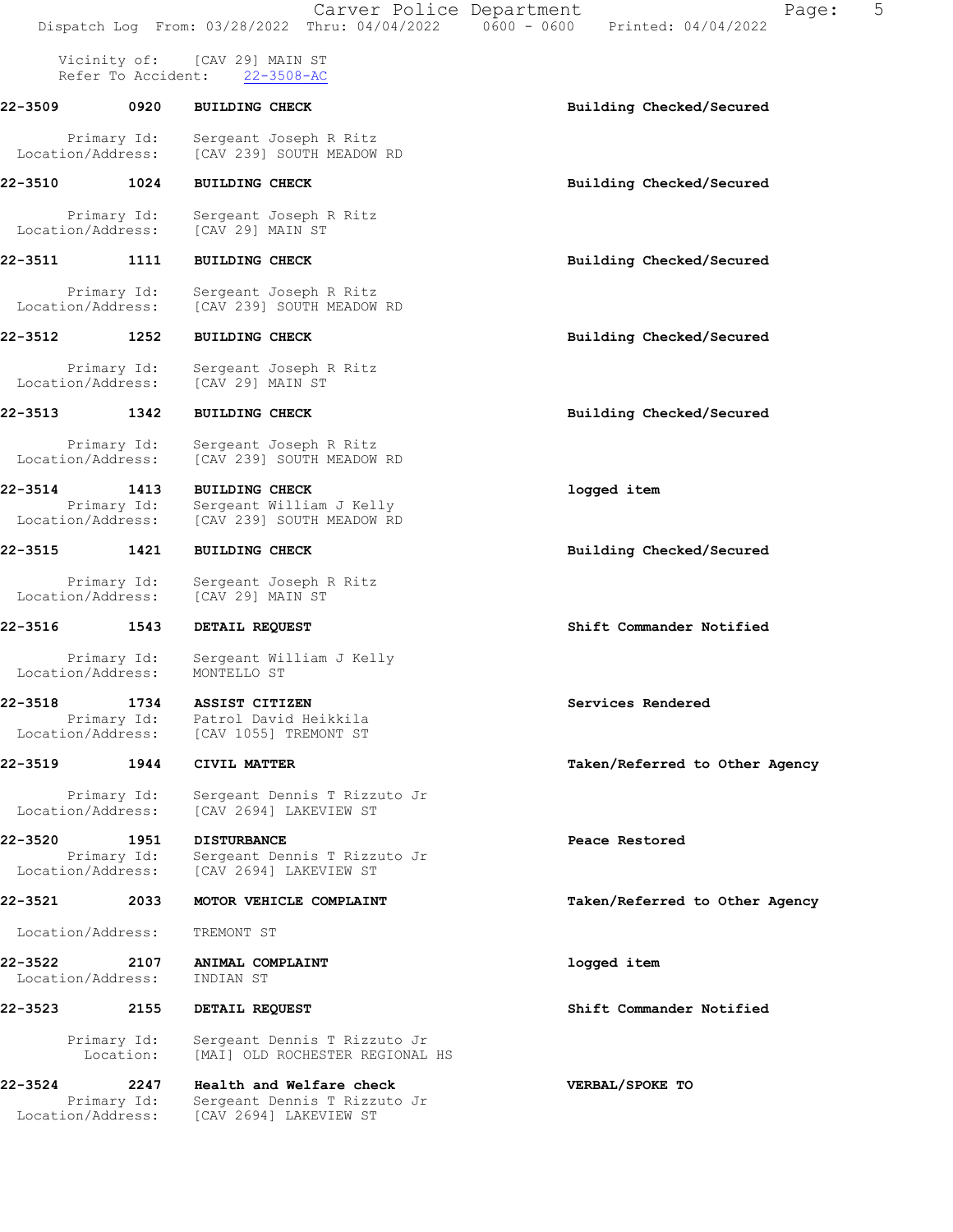Vicinity of: [CAV 29] MAIN ST
Refer To Accident: 22-3508-AC

**22-3509 0920 BUILDING CHECK** — **Building Checked/Secured**

Primary Id: Sergeant Joseph R Ritz
Location/Address: [CAV 239] SOUTH MEADOW RD

**22-3510 1024 BUILDING CHECK** — **Building Checked/Secured**

Primary Id: Sergeant Joseph R Ritz
Location/Address: [CAV 29] MAIN ST

**22-3511 1111 BUILDING CHECK** — **Building Checked/Secured**

Primary Id: Sergeant Joseph R Ritz
Location/Address: [CAV 239] SOUTH MEADOW RD

**22-3512 1252 BUILDING CHECK** — **Building Checked/Secured**

Primary Id: Sergeant Joseph R Ritz
Location/Address: [CAV 29] MAIN ST

**22-3513 1342 BUILDING CHECK** — **Building Checked/Secured**

Primary Id: Sergeant Joseph R Ritz
Location/Address: [CAV 239] SOUTH MEADOW RD

**22-3514 1413 BUILDING CHECK** — **logged item**
Primary Id: Sergeant William J Kelly
Location/Address: [CAV 239] SOUTH MEADOW RD

**22-3515 1421 BUILDING CHECK** — **Building Checked/Secured**

Primary Id: Sergeant Joseph R Ritz
Location/Address: [CAV 29] MAIN ST

**22-3516 1543 DETAIL REQUEST** — **Shift Commander Notified**

Primary Id: Sergeant William J Kelly
Location/Address: MONTELLO ST

**22-3518 1734 ASSIST CITIZEN** — **Services Rendered**
Primary Id: Patrol David Heikkila
Location/Address: [CAV 1055] TREMONT ST

**22-3519 1944 CIVIL MATTER** — **Taken/Referred to Other Agency**

Primary Id: Sergeant Dennis T Rizzuto Jr
Location/Address: [CAV 2694] LAKEVIEW ST

**22-3520 1951 DISTURBANCE** — **Peace Restored**
Primary Id: Sergeant Dennis T Rizzuto Jr
Location/Address: [CAV 2694] LAKEVIEW ST

**22-3521 2033 MOTOR VEHICLE COMPLAINT** — **Taken/Referred to Other Agency**

Location/Address: TREMONT ST

**22-3522 2107 ANIMAL COMPLAINT** — **logged item**
Location/Address: INDIAN ST

**22-3523 2155 DETAIL REQUEST** — **Shift Commander Notified**

Primary Id: Sergeant Dennis T Rizzuto Jr
Location: [MAI] OLD ROCHESTER REGIONAL HS

**22-3524 2247 Health and Welfare check** — **VERBAL/SPOKE TO**
Primary Id: Sergeant Dennis T Rizzuto Jr
Location/Address: [CAV 2694] LAKEVIEW ST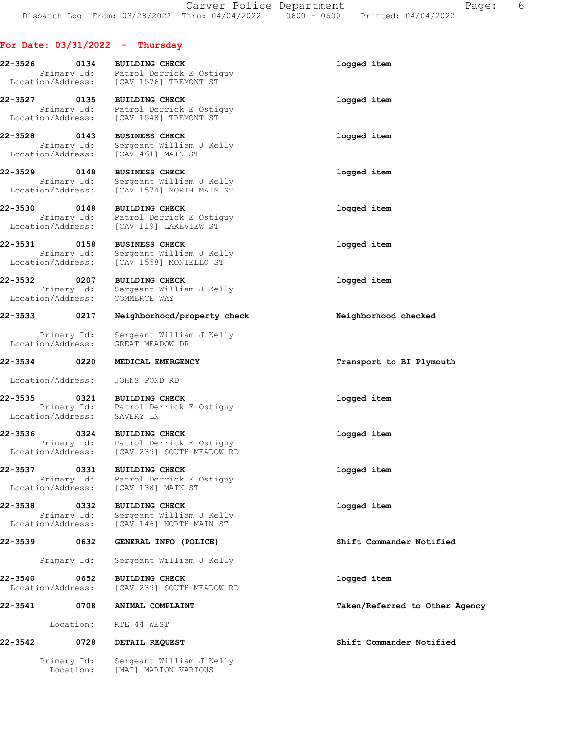## For Date: 03/31/2022 - Thursday

**22-3526** 0134 **BUILDING CHECK** — logged item
Primary Id: Patrol Derrick E Ostiguy
Location/Address: [CAV 1576] TREMONT ST

**22-3527** 0135 **BUILDING CHECK** — logged item
Primary Id: Patrol Derrick E Ostiguy
Location/Address: [CAV 1548] TREMONT ST

**22-3528** 0143 **BUSINESS CHECK** — logged item
Primary Id: Sergeant William J Kelly
Location/Address: [CAV 461] MAIN ST

**22-3529** 0148 **BUSINESS CHECK** — logged item
Primary Id: Sergeant William J Kelly
Location/Address: [CAV 1574] NORTH MAIN ST

**22-3530** 0148 **BUILDING CHECK** — logged item
Primary Id: Patrol Derrick E Ostiguy
Location/Address: [CAV 119] LAKEVIEW ST

**22-3531** 0158 **BUSINESS CHECK** — logged item
Primary Id: Sergeant William J Kelly
Location/Address: [CAV 1558] MONTELLO ST

**22-3532** 0207 **BUILDING CHECK** — logged item
Primary Id: Sergeant William J Kelly
Location/Address: COMMERCE WAY

**22-3533** 0217 **Neighborhood/property check** — Neighborhood checked
Primary Id: Sergeant William J Kelly
Location/Address: GREAT MEADOW DR

**22-3534** 0220 **MEDICAL EMERGENCY** — Transport to BI Plymouth
Location/Address: JOHNS POND RD

**22-3535** 0321 **BUILDING CHECK** — logged item
Primary Id: Patrol Derrick E Ostiguy
Location/Address: SAVERY LN

**22-3536** 0324 **BUILDING CHECK** — logged item
Primary Id: Patrol Derrick E Ostiguy
Location/Address: [CAV 239] SOUTH MEADOW RD

**22-3537** 0331 **BUILDING CHECK** — logged item
Primary Id: Patrol Derrick E Ostiguy
Location/Address: [CAV 138] MAIN ST

**22-3538** 0332 **BUILDING CHECK** — logged item
Primary Id: Sergeant William J Kelly
Location/Address: [CAV 146] NORTH MAIN ST

**22-3539** 0632 **GENERAL INFO (POLICE)** — Shift Commander Notified
Primary Id: Sergeant William J Kelly

**22-3540** 0652 **BUILDING CHECK** — logged item
Location/Address: [CAV 239] SOUTH MEADOW RD

**22-3541** 0708 **ANIMAL COMPLAINT** — Taken/Referred to Other Agency
Location: RTE 44 WEST

**22-3542** 0728 **DETAIL REQUEST** — Shift Commander Notified
Primary Id: Sergeant William J Kelly
Location: [MAI] MARION VARIOUS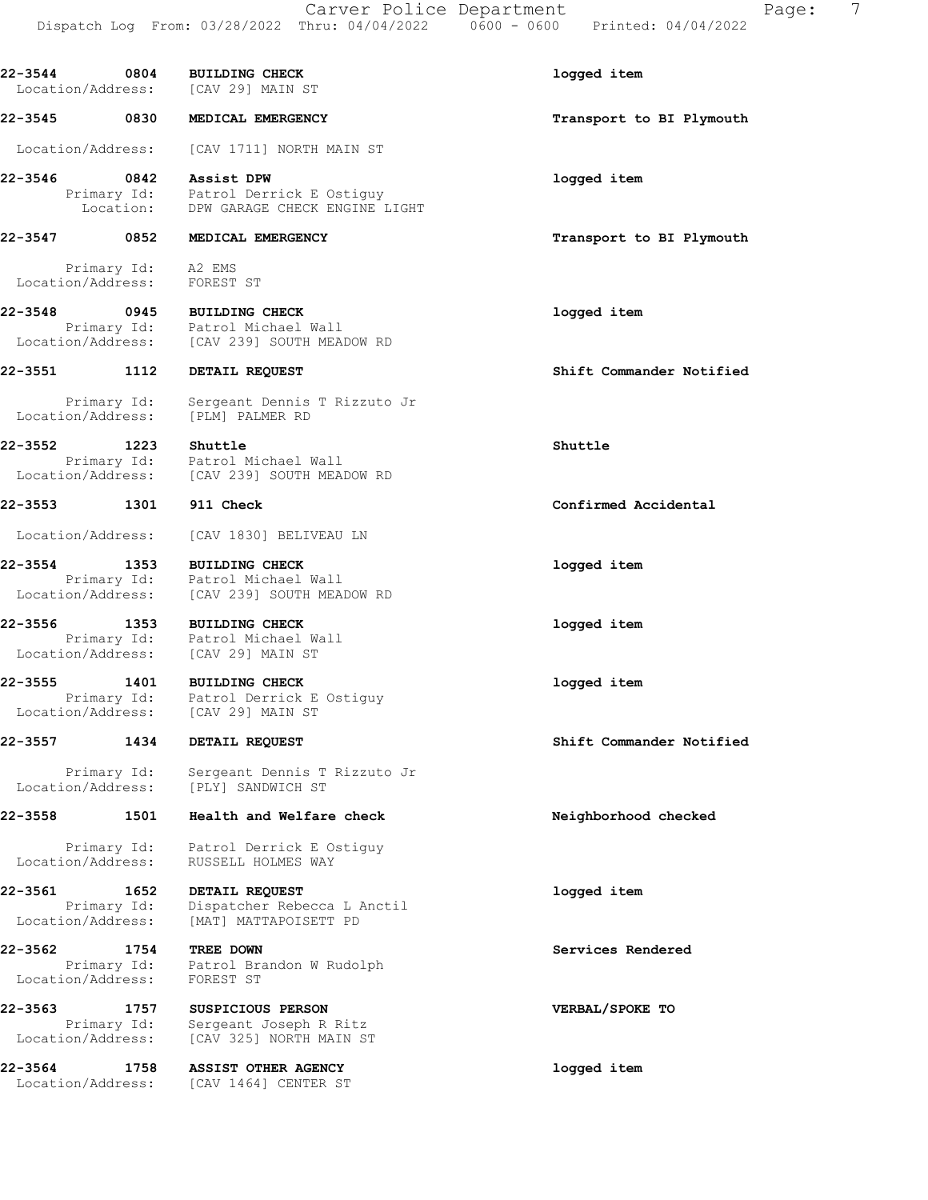**22-3544 0804 BUILDING CHECK** — logged item
Location/Address: [CAV 29] MAIN ST

**22-3545 0830 MEDICAL EMERGENCY** — Transport to BI Plymouth
Location/Address: [CAV 1711] NORTH MAIN ST

**22-3546 0842 Assist DPW** — logged item
Primary Id: Patrol Derrick E Ostiguy
Location: DPW GARAGE CHECK ENGINE LIGHT

**22-3547 0852 MEDICAL EMERGENCY** — Transport to BI Plymouth
Primary Id: A2 EMS
Location/Address: FOREST ST

**22-3548 0945 BUILDING CHECK** — logged item
Primary Id: Patrol Michael Wall
Location/Address: [CAV 239] SOUTH MEADOW RD

**22-3551 1112 DETAIL REQUEST** — Shift Commander Notified
Primary Id: Sergeant Dennis T Rizzuto Jr
Location/Address: [PLM] PALMER RD

**22-3552 1223 Shuttle** — Shuttle
Primary Id: Patrol Michael Wall
Location/Address: [CAV 239] SOUTH MEADOW RD

**22-3553 1301 911 Check** — Confirmed Accidental
Location/Address: [CAV 1830] BELIVEAU LN

**22-3554 1353 BUILDING CHECK** — logged item
Primary Id: Patrol Michael Wall
Location/Address: [CAV 239] SOUTH MEADOW RD

**22-3556 1353 BUILDING CHECK** — logged item
Primary Id: Patrol Michael Wall
Location/Address: [CAV 29] MAIN ST

**22-3555 1401 BUILDING CHECK** — logged item
Primary Id: Patrol Derrick E Ostiguy
Location/Address: [CAV 29] MAIN ST

**22-3557 1434 DETAIL REQUEST** — Shift Commander Notified
Primary Id: Sergeant Dennis T Rizzuto Jr
Location/Address: [PLY] SANDWICH ST

**22-3558 1501 Health and Welfare check** — Neighborhood checked
Primary Id: Patrol Derrick E Ostiguy
Location/Address: RUSSELL HOLMES WAY

**22-3561 1652 DETAIL REQUEST** — logged item
Primary Id: Dispatcher Rebecca L Anctil
Location/Address: [MAT] MATTAPOISETT PD

**22-3562 1754 TREE DOWN** — Services Rendered
Primary Id: Patrol Brandon W Rudolph
Location/Address: FOREST ST

**22-3563 1757 SUSPICIOUS PERSON** — VERBAL/SPOKE TO
Primary Id: Sergeant Joseph R Ritz
Location/Address: [CAV 325] NORTH MAIN ST

**22-3564 1758 ASSIST OTHER AGENCY** — logged item
Location/Address: [CAV 1464] CENTER ST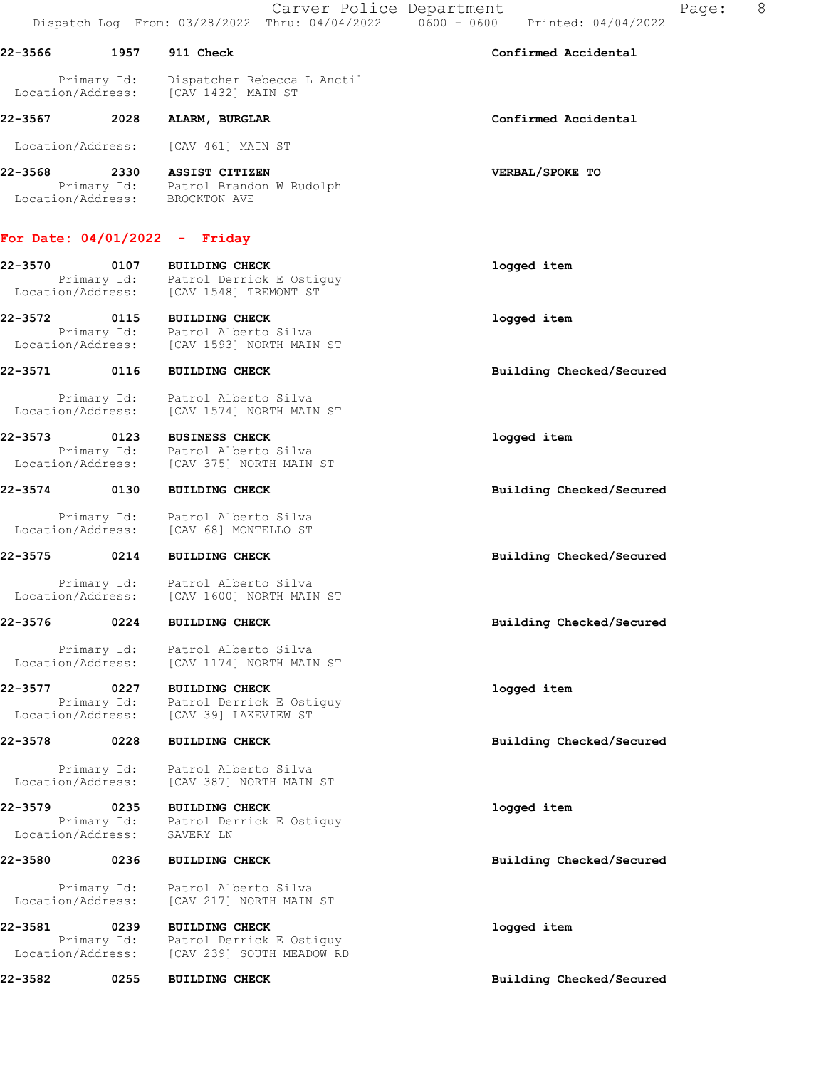**22-3566** **1957** **911 Check** **Confirmed Accidental**

Primary Id: Dispatcher Rebecca L Anctil
Location/Address: [CAV 1432] MAIN ST

**22-3567** **2028** **ALARM, BURGLAR** **Confirmed Accidental**

Location/Address: [CAV 461] MAIN ST

**22-3568** **2330** **ASSIST CITIZEN** **VERBAL/SPOKE TO**
Primary Id: Patrol Brandon W Rudolph
Location/Address: BROCKTON AVE

## For Date: 04/01/2022 - Friday

**22-3570** **0107** **BUILDING CHECK** **logged item**
Primary Id: Patrol Derrick E Ostiguy
Location/Address: [CAV 1548] TREMONT ST

**22-3572** **0115** **BUILDING CHECK** **logged item**
Primary Id: Patrol Alberto Silva
Location/Address: [CAV 1593] NORTH MAIN ST

**22-3571** **0116** **BUILDING CHECK** **Building Checked/Secured**

Primary Id: Patrol Alberto Silva
Location/Address: [CAV 1574] NORTH MAIN ST

**22-3573** **0123** **BUSINESS CHECK** **logged item**
Primary Id: Patrol Alberto Silva
Location/Address: [CAV 375] NORTH MAIN ST

**22-3574** **0130** **BUILDING CHECK** **Building Checked/Secured**

Primary Id: Patrol Alberto Silva
Location/Address: [CAV 68] MONTELLO ST

**22-3575** **0214** **BUILDING CHECK** **Building Checked/Secured**

Primary Id: Patrol Alberto Silva
Location/Address: [CAV 1600] NORTH MAIN ST

**22-3576** **0224** **BUILDING CHECK** **Building Checked/Secured**

Primary Id: Patrol Alberto Silva
Location/Address: [CAV 1174] NORTH MAIN ST

**22-3577** **0227** **BUILDING CHECK** **logged item**
Primary Id: Patrol Derrick E Ostiguy
Location/Address: [CAV 39] LAKEVIEW ST

**22-3578** **0228** **BUILDING CHECK** **Building Checked/Secured**

Primary Id: Patrol Alberto Silva
Location/Address: [CAV 387] NORTH MAIN ST

**22-3579** **0235** **BUILDING CHECK** **logged item**
Primary Id: Patrol Derrick E Ostiguy
Location/Address: SAVERY LN

**22-3580** **0236** **BUILDING CHECK** **Building Checked/Secured**

Primary Id: Patrol Alberto Silva
Location/Address: [CAV 217] NORTH MAIN ST

**22-3581** **0239** **BUILDING CHECK** **logged item**
Primary Id: Patrol Derrick E Ostiguy
Location/Address: [CAV 239] SOUTH MEADOW RD

**22-3582** **0255** **BUILDING CHECK** **Building Checked/Secured**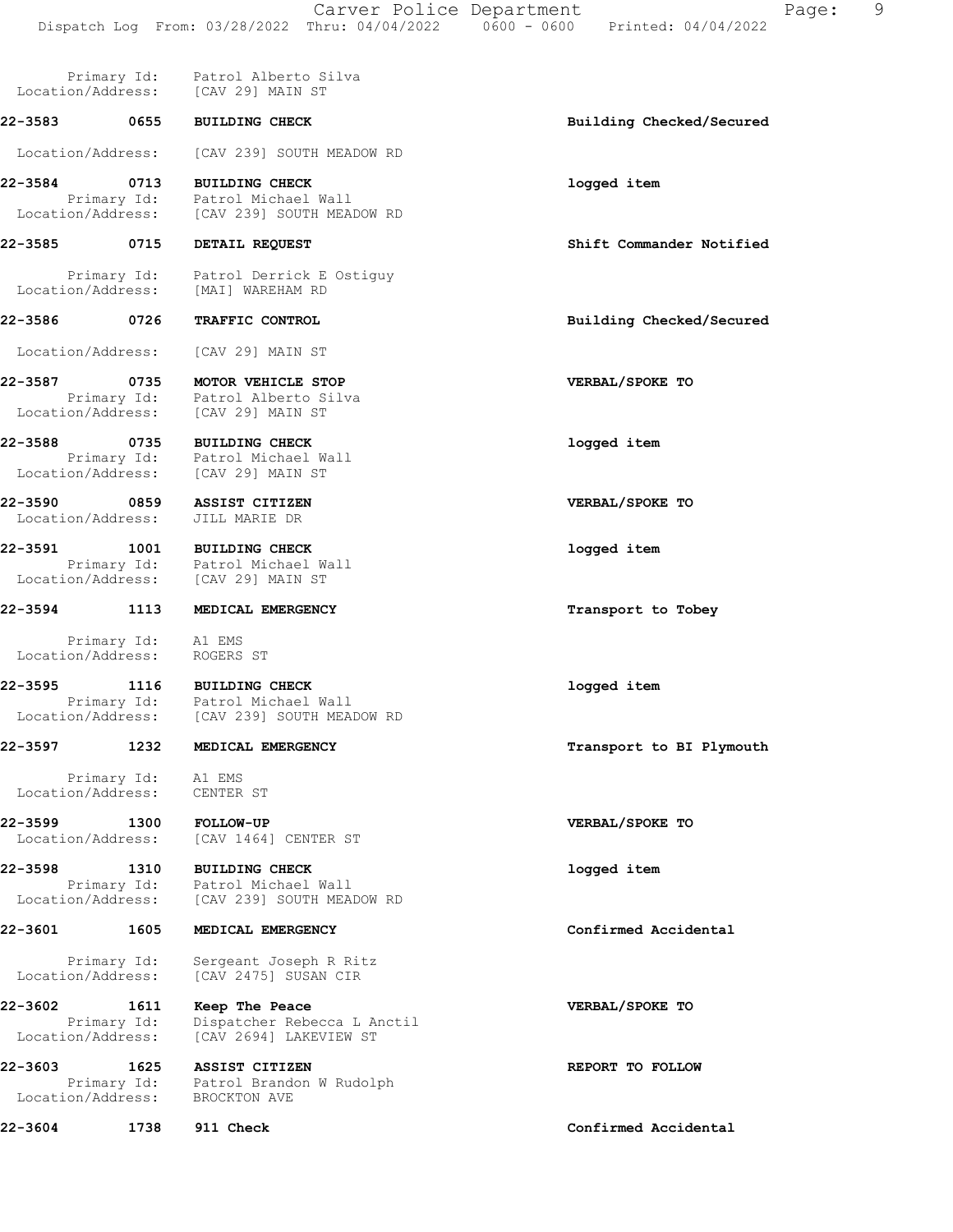Primary Id: Patrol Alberto Silva
Location/Address: [CAV 29] MAIN ST

**22-3583 0655 BUILDING CHECK** — Building Checked/Secured
Location/Address: [CAV 239] SOUTH MEADOW RD

**22-3584 0713 BUILDING CHECK** — logged item
Primary Id: Patrol Michael Wall
Location/Address: [CAV 239] SOUTH MEADOW RD

**22-3585 0715 DETAIL REQUEST** — Shift Commander Notified
Primary Id: Patrol Derrick E Ostiguy
Location/Address: [MAI] WAREHAM RD

**22-3586 0726 TRAFFIC CONTROL** — Building Checked/Secured
Location/Address: [CAV 29] MAIN ST

**22-3587 0735 MOTOR VEHICLE STOP** — VERBAL/SPOKE TO
Primary Id: Patrol Alberto Silva
Location/Address: [CAV 29] MAIN ST

**22-3588 0735 BUILDING CHECK** — logged item
Primary Id: Patrol Michael Wall
Location/Address: [CAV 29] MAIN ST

**22-3590 0859 ASSIST CITIZEN** — VERBAL/SPOKE TO
Location/Address: JILL MARIE DR

**22-3591 1001 BUILDING CHECK** — logged item
Primary Id: Patrol Michael Wall
Location/Address: [CAV 29] MAIN ST

**22-3594 1113 MEDICAL EMERGENCY** — Transport to Tobey
Primary Id: A1 EMS
Location/Address: ROGERS ST

**22-3595 1116 BUILDING CHECK** — logged item
Primary Id: Patrol Michael Wall
Location/Address: [CAV 239] SOUTH MEADOW RD

**22-3597 1232 MEDICAL EMERGENCY** — Transport to BI Plymouth
Primary Id: A1 EMS
Location/Address: CENTER ST

**22-3599 1300 FOLLOW-UP** — VERBAL/SPOKE TO
Location/Address: [CAV 1464] CENTER ST

**22-3598 1310 BUILDING CHECK** — logged item
Primary Id: Patrol Michael Wall
Location/Address: [CAV 239] SOUTH MEADOW RD

**22-3601 1605 MEDICAL EMERGENCY** — Confirmed Accidental
Primary Id: Sergeant Joseph R Ritz
Location/Address: [CAV 2475] SUSAN CIR

**22-3602 1611 Keep The Peace** — VERBAL/SPOKE TO
Primary Id: Dispatcher Rebecca L Anctil
Location/Address: [CAV 2694] LAKEVIEW ST

**22-3603 1625 ASSIST CITIZEN** — REPORT TO FOLLOW
Primary Id: Patrol Brandon W Rudolph
Location/Address: BROCKTON AVE

**22-3604 1738 911 Check** — Confirmed Accidental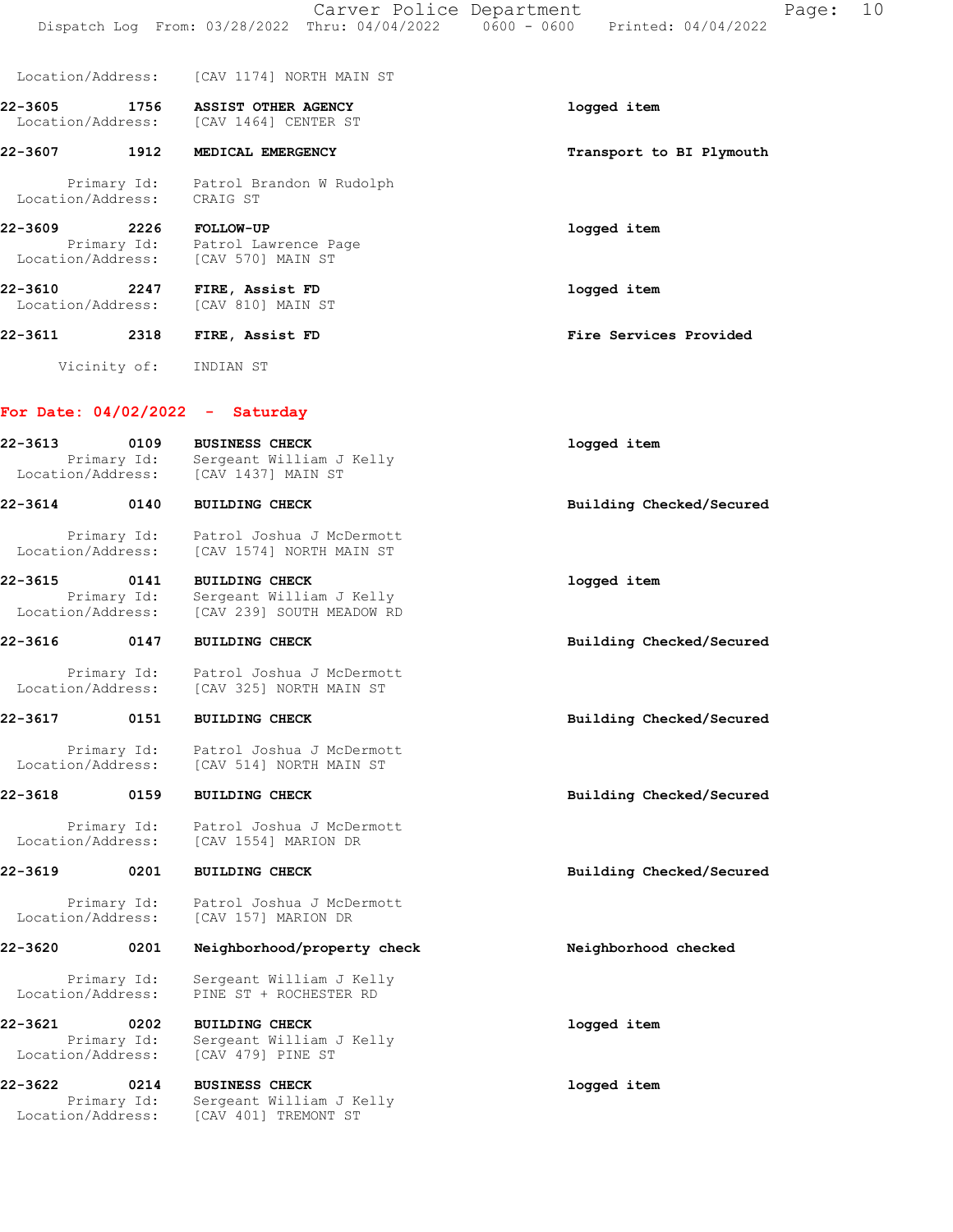Location/Address: [CAV 1174] NORTH MAIN ST

**22-3605 1756 ASSIST OTHER AGENCY** — **logged item**
Location/Address: [CAV 1464] CENTER ST

**22-3607 1912 MEDICAL EMERGENCY** — **Transport to BI Plymouth**
Primary Id: Patrol Brandon W Rudolph
Location/Address: CRAIG ST

**22-3609 2226 FOLLOW-UP** — **logged item**
Primary Id: Patrol Lawrence Page
Location/Address: [CAV 570] MAIN ST

**22-3610 2247 FIRE, Assist FD** — **logged item**
Location/Address: [CAV 810] MAIN ST

**22-3611 2318 FIRE, Assist FD** — **Fire Services Provided**
Vicinity of: INDIAN ST

## For Date: 04/02/2022 - Saturday

**22-3613 0109 BUSINESS CHECK** — **logged item**
Primary Id: Sergeant William J Kelly
Location/Address: [CAV 1437] MAIN ST

**22-3614 0140 BUILDING CHECK** — **Building Checked/Secured**
Primary Id: Patrol Joshua J McDermott
Location/Address: [CAV 1574] NORTH MAIN ST

**22-3615 0141 BUILDING CHECK** — **logged item**
Primary Id: Sergeant William J Kelly
Location/Address: [CAV 239] SOUTH MEADOW RD

**22-3616 0147 BUILDING CHECK** — **Building Checked/Secured**
Primary Id: Patrol Joshua J McDermott
Location/Address: [CAV 325] NORTH MAIN ST

**22-3617 0151 BUILDING CHECK** — **Building Checked/Secured**
Primary Id: Patrol Joshua J McDermott
Location/Address: [CAV 514] NORTH MAIN ST

**22-3618 0159 BUILDING CHECK** — **Building Checked/Secured**
Primary Id: Patrol Joshua J McDermott
Location/Address: [CAV 1554] MARION DR

**22-3619 0201 BUILDING CHECK** — **Building Checked/Secured**
Primary Id: Patrol Joshua J McDermott
Location/Address: [CAV 157] MARION DR

**22-3620 0201 Neighborhood/property check** — **Neighborhood checked**
Primary Id: Sergeant William J Kelly
Location/Address: PINE ST + ROCHESTER RD

**22-3621 0202 BUILDING CHECK** — **logged item**
Primary Id: Sergeant William J Kelly
Location/Address: [CAV 479] PINE ST

**22-3622 0214 BUSINESS CHECK** — **logged item**
Primary Id: Sergeant William J Kelly
Location/Address: [CAV 401] TREMONT ST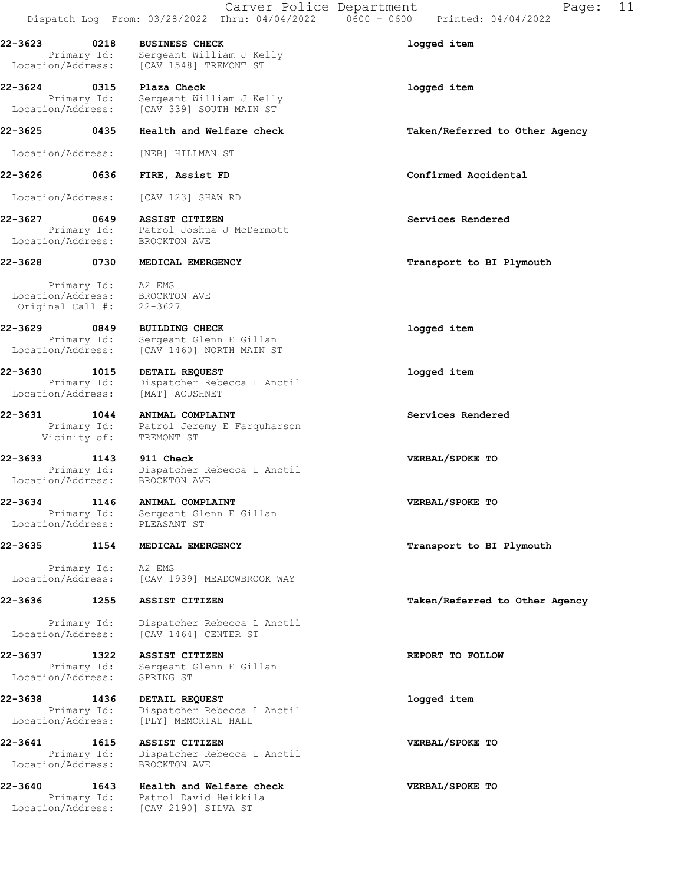**22-3623 0218 BUSINESS CHECK** — logged item
Primary Id: Sergeant William J Kelly
Location/Address: [CAV 1548] TREMONT ST

**22-3624 0315 Plaza Check** — logged item
Primary Id: Sergeant William J Kelly
Location/Address: [CAV 339] SOUTH MAIN ST

**22-3625 0435 Health and Welfare check** — Taken/Referred to Other Agency
Location/Address: [NEB] HILLMAN ST

**22-3626 0636 FIRE, Assist FD** — Confirmed Accidental
Location/Address: [CAV 123] SHAW RD

**22-3627 0649 ASSIST CITIZEN** — Services Rendered
Primary Id: Patrol Joshua J McDermott
Location/Address: BROCKTON AVE

**22-3628 0730 MEDICAL EMERGENCY** — Transport to BI Plymouth
Primary Id: A2 EMS
Location/Address: BROCKTON AVE
Original Call #: 22-3627

**22-3629 0849 BUILDING CHECK** — logged item
Primary Id: Sergeant Glenn E Gillan
Location/Address: [CAV 1460] NORTH MAIN ST

**22-3630 1015 DETAIL REQUEST** — logged item
Primary Id: Dispatcher Rebecca L Anctil
Location/Address: [MAT] ACUSHNET

**22-3631 1044 ANIMAL COMPLAINT** — Services Rendered
Primary Id: Patrol Jeremy E Farquharson
Vicinity of: TREMONT ST

**22-3633 1143 911 Check** — VERBAL/SPOKE TO
Primary Id: Dispatcher Rebecca L Anctil
Location/Address: BROCKTON AVE

**22-3634 1146 ANIMAL COMPLAINT** — VERBAL/SPOKE TO
Primary Id: Sergeant Glenn E Gillan
Location/Address: PLEASANT ST

**22-3635 1154 MEDICAL EMERGENCY** — Transport to BI Plymouth
Primary Id: A2 EMS
Location/Address: [CAV 1939] MEADOWBROOK WAY

**22-3636 1255 ASSIST CITIZEN** — Taken/Referred to Other Agency
Primary Id: Dispatcher Rebecca L Anctil
Location/Address: [CAV 1464] CENTER ST

**22-3637 1322 ASSIST CITIZEN** — REPORT TO FOLLOW
Primary Id: Sergeant Glenn E Gillan
Location/Address: SPRING ST

**22-3638 1436 DETAIL REQUEST** — logged item
Primary Id: Dispatcher Rebecca L Anctil
Location/Address: [PLY] MEMORIAL HALL

**22-3641 1615 ASSIST CITIZEN** — VERBAL/SPOKE TO
Primary Id: Dispatcher Rebecca L Anctil
Location/Address: BROCKTON AVE

**22-3640 1643 Health and Welfare check** — VERBAL/SPOKE TO
Primary Id: Patrol David Heikkila
Location/Address: [CAV 2190] SILVA ST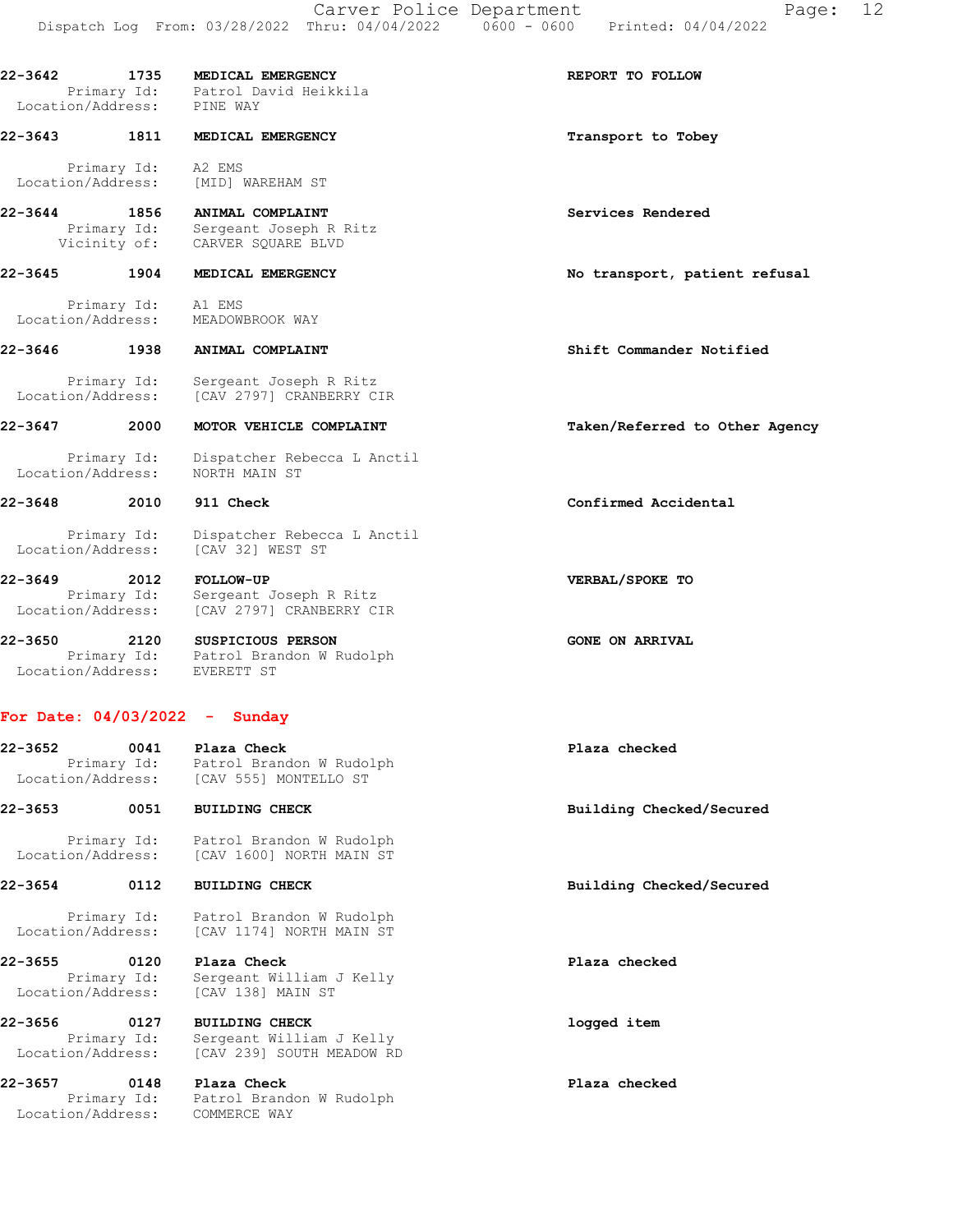**22-3642** 1735 **MEDICAL EMERGENCY** — **REPORT TO FOLLOW**
Primary Id: Patrol David Heikkila
Location/Address: PINE WAY

**22-3643** 1811 **MEDICAL EMERGENCY** — **Transport to Tobey**
Primary Id: A2 EMS
Location/Address: [MID] WAREHAM ST

**22-3644** 1856 **ANIMAL COMPLAINT** — **Services Rendered**
Primary Id: Sergeant Joseph R Ritz
Vicinity of: CARVER SQUARE BLVD

**22-3645** 1904 **MEDICAL EMERGENCY** — **No transport, patient refusal**
Primary Id: A1 EMS
Location/Address: MEADOWBROOK WAY

**22-3646** 1938 **ANIMAL COMPLAINT** — **Shift Commander Notified**
Primary Id: Sergeant Joseph R Ritz
Location/Address: [CAV 2797] CRANBERRY CIR

**22-3647** 2000 **MOTOR VEHICLE COMPLAINT** — **Taken/Referred to Other Agency**
Primary Id: Dispatcher Rebecca L Anctil
Location/Address: NORTH MAIN ST

**22-3648** 2010 **911 Check** — **Confirmed Accidental**
Primary Id: Dispatcher Rebecca L Anctil
Location/Address: [CAV 32] WEST ST

**22-3649** 2012 **FOLLOW-UP** — **VERBAL/SPOKE TO**
Primary Id: Sergeant Joseph R Ritz
Location/Address: [CAV 2797] CRANBERRY CIR

**22-3650** 2120 **SUSPICIOUS PERSON** — **GONE ON ARRIVAL**
Primary Id: Patrol Brandon W Rudolph
Location/Address: EVERETT ST

## For Date: 04/03/2022 - Sunday

**22-3652** 0041 **Plaza Check** — **Plaza checked**
Primary Id: Patrol Brandon W Rudolph
Location/Address: [CAV 555] MONTELLO ST

**22-3653** 0051 **BUILDING CHECK** — **Building Checked/Secured**
Primary Id: Patrol Brandon W Rudolph
Location/Address: [CAV 1600] NORTH MAIN ST

**22-3654** 0112 **BUILDING CHECK** — **Building Checked/Secured**
Primary Id: Patrol Brandon W Rudolph
Location/Address: [CAV 1174] NORTH MAIN ST

**22-3655** 0120 **Plaza Check** — **Plaza checked**
Primary Id: Sergeant William J Kelly
Location/Address: [CAV 138] MAIN ST

**22-3656** 0127 **BUILDING CHECK** — **logged item**
Primary Id: Sergeant William J Kelly
Location/Address: [CAV 239] SOUTH MEADOW RD

**22-3657** 0148 **Plaza Check** — **Plaza checked**
Primary Id: Patrol Brandon W Rudolph
Location/Address: COMMERCE WAY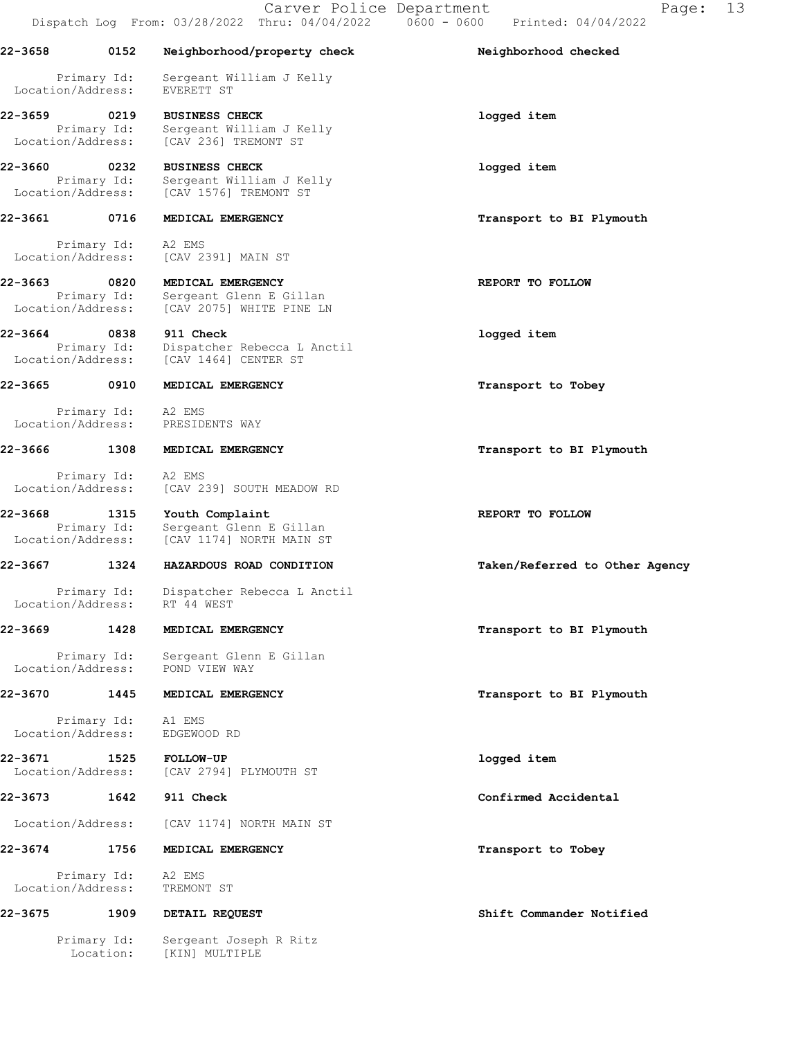| Call # | Time | Call Type | Action |
|---|---|---|---|
| 22-3658 | 0152 | Neighborhood/property check | Neighborhood checked |
| | | Primary Id: Sergeant William J Kelly | |
| | | Location/Address: EVERETT ST | |
| 22-3659 | 0219 | BUSINESS CHECK | logged item |
| | | Primary Id: Sergeant William J Kelly | |
| | | Location/Address: [CAV 236] TREMONT ST | |
| 22-3660 | 0232 | BUSINESS CHECK | logged item |
| | | Primary Id: Sergeant William J Kelly | |
| | | Location/Address: [CAV 1576] TREMONT ST | |
| 22-3661 | 0716 | MEDICAL EMERGENCY | Transport to BI Plymouth |
| | | Primary Id: A2 EMS | |
| | | Location/Address: [CAV 2391] MAIN ST | |
| 22-3663 | 0820 | MEDICAL EMERGENCY | REPORT TO FOLLOW |
| | | Primary Id: Sergeant Glenn E Gillan | |
| | | Location/Address: [CAV 2075] WHITE PINE LN | |
| 22-3664 | 0838 | 911 Check | logged item |
| | | Primary Id: Dispatcher Rebecca L Anctil | |
| | | Location/Address: [CAV 1464] CENTER ST | |
| 22-3665 | 0910 | MEDICAL EMERGENCY | Transport to Tobey |
| | | Primary Id: A2 EMS | |
| | | Location/Address: PRESIDENTS WAY | |
| 22-3666 | 1308 | MEDICAL EMERGENCY | Transport to BI Plymouth |
| | | Primary Id: A2 EMS | |
| | | Location/Address: [CAV 239] SOUTH MEADOW RD | |
| 22-3668 | 1315 | Youth Complaint | REPORT TO FOLLOW |
| | | Primary Id: Sergeant Glenn E Gillan | |
| | | Location/Address: [CAV 1174] NORTH MAIN ST | |
| 22-3667 | 1324 | HAZARDOUS ROAD CONDITION | Taken/Referred to Other Agency |
| | | Primary Id: Dispatcher Rebecca L Anctil | |
| | | Location/Address: RT 44 WEST | |
| 22-3669 | 1428 | MEDICAL EMERGENCY | Transport to BI Plymouth |
| | | Primary Id: Sergeant Glenn E Gillan | |
| | | Location/Address: POND VIEW WAY | |
| 22-3670 | 1445 | MEDICAL EMERGENCY | Transport to BI Plymouth |
| | | Primary Id: A1 EMS | |
| | | Location/Address: EDGEWOOD RD | |
| 22-3671 | 1525 | FOLLOW-UP | logged item |
| | | Location/Address: [CAV 2794] PLYMOUTH ST | |
| 22-3673 | 1642 | 911 Check | Confirmed Accidental |
| | | Location/Address: [CAV 1174] NORTH MAIN ST | |
| 22-3674 | 1756 | MEDICAL EMERGENCY | Transport to Tobey |
| | | Primary Id: A2 EMS | |
| | | Location/Address: TREMONT ST | |
| 22-3675 | 1909 | DETAIL REQUEST | Shift Commander Notified |
| | | Primary Id: Sergeant Joseph R Ritz | |
| | | Location: [KIN] MULTIPLE | |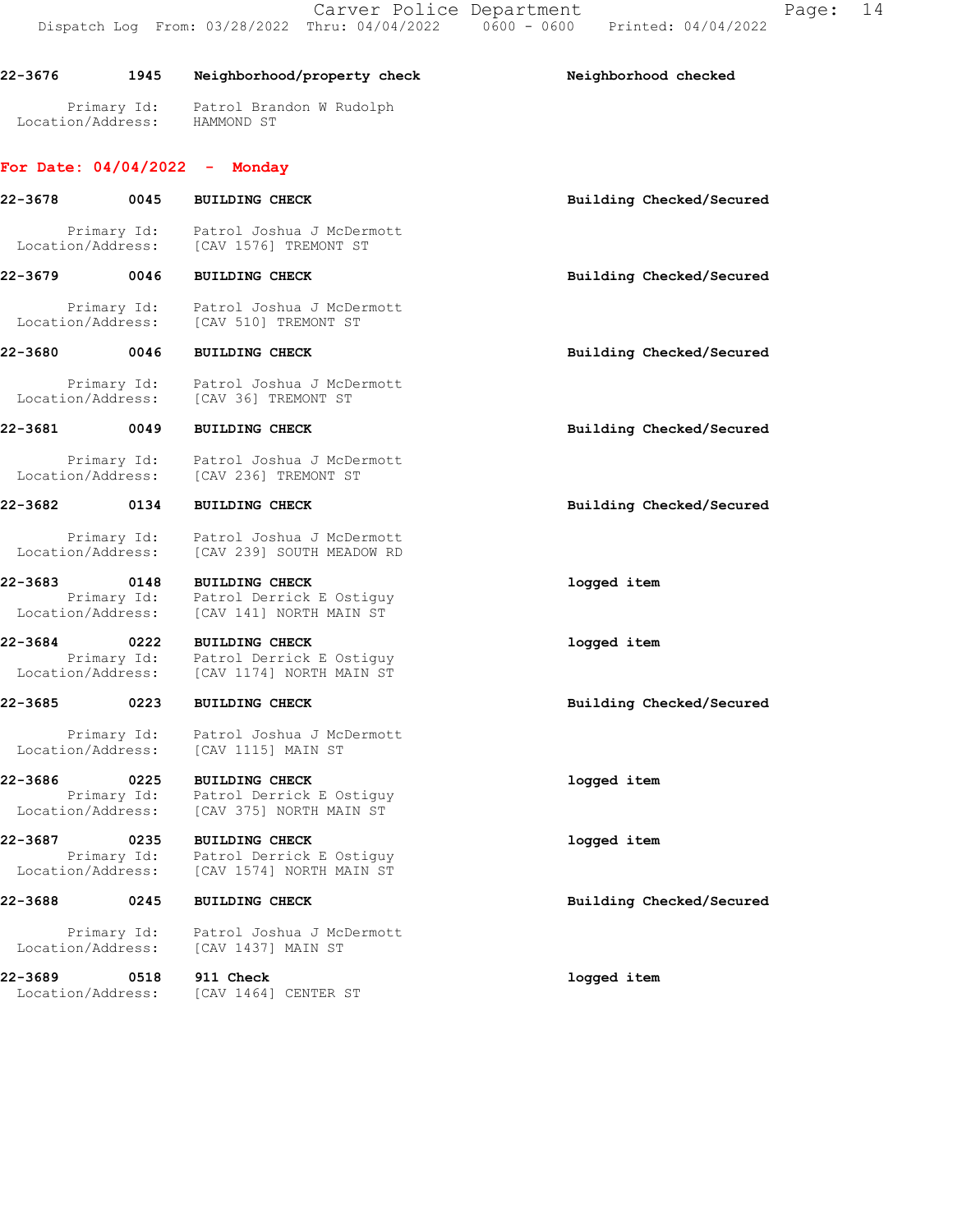22-3676 1945 Neighborhood/property check Neighborhood checked

Primary Id: Patrol Brandon W Rudolph
Location/Address: HAMMOND ST

## For Date: 04/04/2022 - Monday

22-3678 0045 **BUILDING CHECK** **Building Checked/Secured**

Primary Id: Patrol Joshua J McDermott
Location/Address: [CAV 1576] TREMONT ST

22-3679 0046 **BUILDING CHECK** **Building Checked/Secured**

Primary Id: Patrol Joshua J McDermott
Location/Address: [CAV 510] TREMONT ST

22-3680 0046 **BUILDING CHECK** **Building Checked/Secured**

Primary Id: Patrol Joshua J McDermott
Location/Address: [CAV 36] TREMONT ST

22-3681 0049 **BUILDING CHECK** **Building Checked/Secured**

Primary Id: Patrol Joshua J McDermott
Location/Address: [CAV 236] TREMONT ST

22-3682 0134 **BUILDING CHECK** **Building Checked/Secured**

Primary Id: Patrol Joshua J McDermott
Location/Address: [CAV 239] SOUTH MEADOW RD

22-3683 0148 **BUILDING CHECK** logged item
Primary Id: Patrol Derrick E Ostiguy
Location/Address: [CAV 141] NORTH MAIN ST

22-3684 0222 **BUILDING CHECK** logged item
Primary Id: Patrol Derrick E Ostiguy
Location/Address: [CAV 1174] NORTH MAIN ST

22-3685 0223 **BUILDING CHECK** **Building Checked/Secured**

Primary Id: Patrol Joshua J McDermott
Location/Address: [CAV 1115] MAIN ST

22-3686 0225 **BUILDING CHECK** logged item
Primary Id: Patrol Derrick E Ostiguy
Location/Address: [CAV 375] NORTH MAIN ST

22-3687 0235 **BUILDING CHECK** logged item
Primary Id: Patrol Derrick E Ostiguy
Location/Address: [CAV 1574] NORTH MAIN ST

22-3688 0245 **BUILDING CHECK** **Building Checked/Secured**

Primary Id: Patrol Joshua J McDermott
Location/Address: [CAV 1437] MAIN ST

22-3689 0518 911 Check logged item
Location/Address: [CAV 1464] CENTER ST